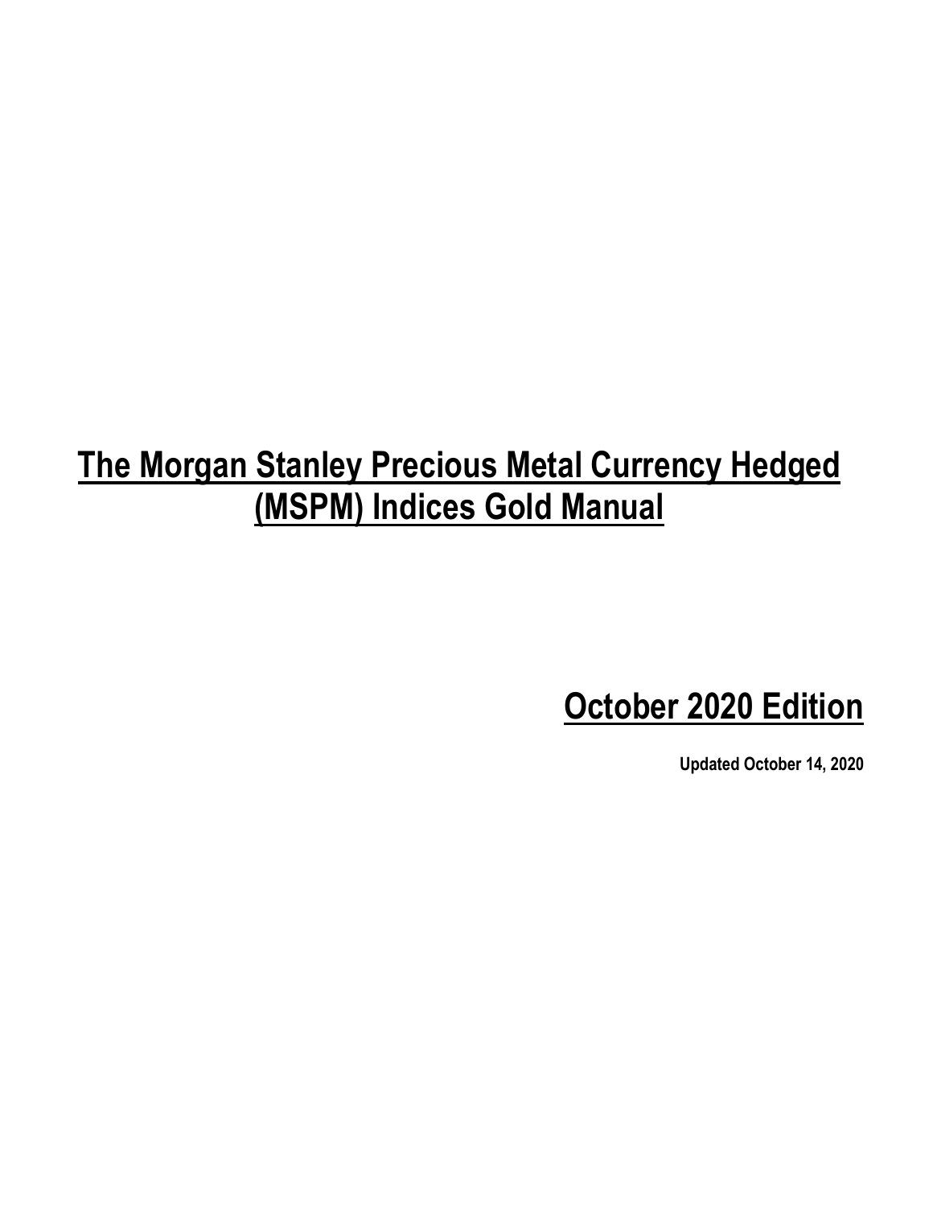# The Morgan Stanley Precious Metal Currency Hedged (MSPM) Indices Gold Manual

## October 2020 Edition

**Updated October 14, 2020**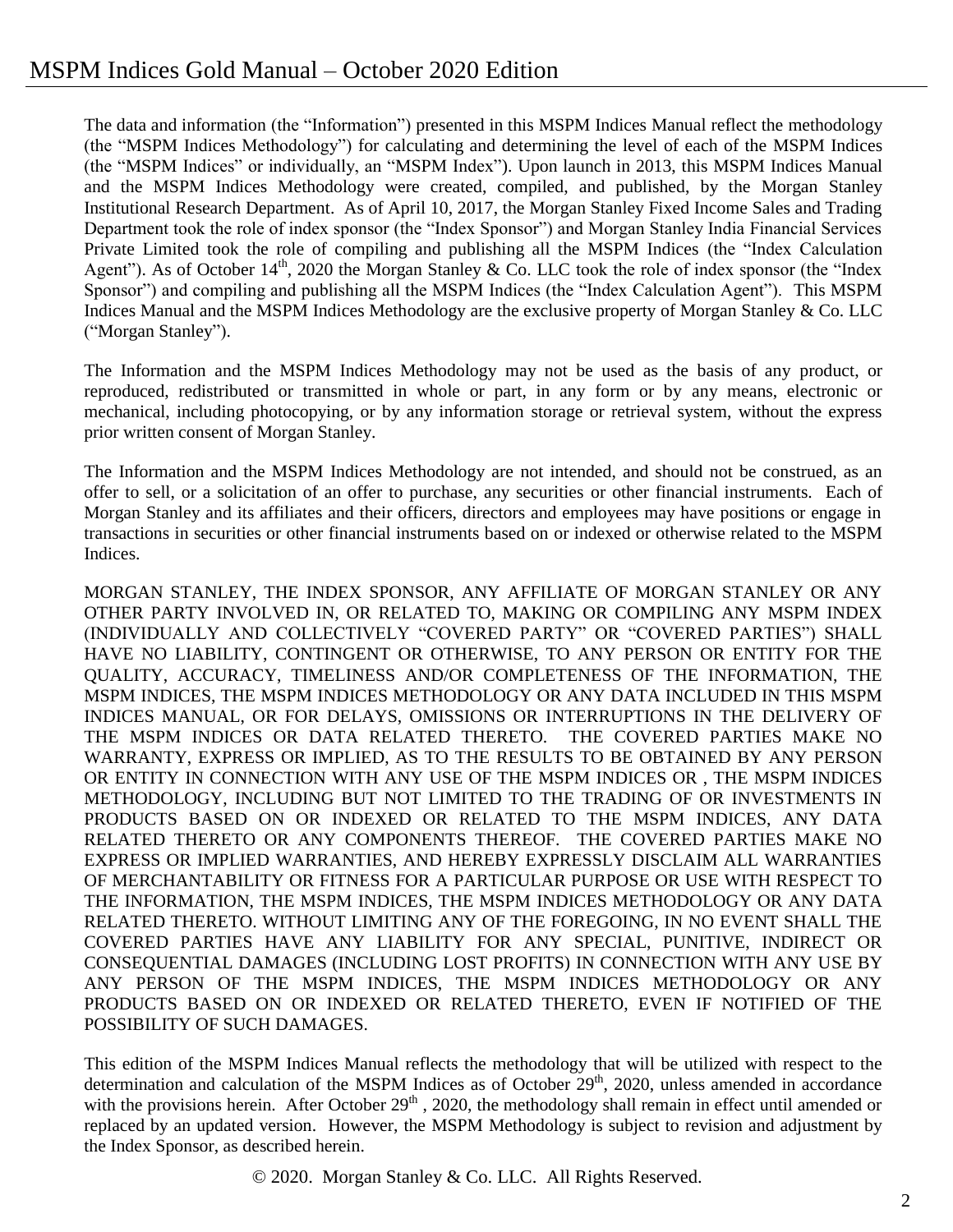The data and information (the "Information") presented in this MSPM Indices Manual reflect the methodology (the "MSPM Indices Methodology") for calculating and determining the level of each of the MSPM Indices (the "MSPM Indices" or individually, an "MSPM Index"). Upon launch in 2013, this MSPM Indices Manual and the MSPM Indices Methodology were created, compiled, and published, by the Morgan Stanley Institutional Research Department. As of April 10, 2017, the Morgan Stanley Fixed Income Sales and Trading Department took the role of index sponsor (the "Index Sponsor") and Morgan Stanley India Financial Services Private Limited took the role of compiling and publishing all the MSPM Indices (the "Index Calculation Agent"). As of October 14th, 2020 the Morgan Stanley & Co. LLC took the role of index sponsor (the "Index Sponsor") and compiling and publishing all the MSPM Indices (the "Index Calculation Agent"). This MSPM Indices Manual and the MSPM Indices Methodology are the exclusive property of Morgan Stanley & Co. LLC ("Morgan Stanley").

The Information and the MSPM Indices Methodology may not be used as the basis of any product, or reproduced, redistributed or transmitted in whole or part, in any form or by any means, electronic or mechanical, including photocopying, or by any information storage or retrieval system, without the express prior written consent of Morgan Stanley.

The Information and the MSPM Indices Methodology are not intended, and should not be construed, as an offer to sell, or a solicitation of an offer to purchase, any securities or other financial instruments. Each of Morgan Stanley and its affiliates and their officers, directors and employees may have positions or engage in transactions in securities or other financial instruments based on or indexed or otherwise related to the MSPM Indices.

MORGAN STANLEY, THE INDEX SPONSOR, ANY AFFILIATE OF MORGAN STANLEY OR ANY OTHER PARTY INVOLVED IN, OR RELATED TO, MAKING OR COMPILING ANY MSPM INDEX (INDIVIDUALLY AND COLLECTIVELY "COVERED PARTY" OR "COVERED PARTIES") SHALL HAVE NO LIABILITY, CONTINGENT OR OTHERWISE, TO ANY PERSON OR ENTITY FOR THE QUALITY, ACCURACY, TIMELINESS AND/OR COMPLETENESS OF THE INFORMATION, THE MSPM INDICES, THE MSPM INDICES METHODOLOGY OR ANY DATA INCLUDED IN THIS MSPM INDICES MANUAL, OR FOR DELAYS, OMISSIONS OR INTERRUPTIONS IN THE DELIVERY OF THE MSPM INDICES OR DATA RELATED THERETO. THE COVERED PARTIES MAKE NO WARRANTY, EXPRESS OR IMPLIED, AS TO THE RESULTS TO BE OBTAINED BY ANY PERSON OR ENTITY IN CONNECTION WITH ANY USE OF THE MSPM INDICES OR , THE MSPM INDICES METHODOLOGY, INCLUDING BUT NOT LIMITED TO THE TRADING OF OR INVESTMENTS IN PRODUCTS BASED ON OR INDEXED OR RELATED TO THE MSPM INDICES, ANY DATA RELATED THERETO OR ANY COMPONENTS THEREOF. THE COVERED PARTIES MAKE NO EXPRESS OR IMPLIED WARRANTIES, AND HEREBY EXPRESSLY DISCLAIM ALL WARRANTIES OF MERCHANTABILITY OR FITNESS FOR A PARTICULAR PURPOSE OR USE WITH RESPECT TO THE INFORMATION, THE MSPM INDICES, THE MSPM INDICES METHODOLOGY OR ANY DATA RELATED THERETO. WITHOUT LIMITING ANY OF THE FOREGOING, IN NO EVENT SHALL THE COVERED PARTIES HAVE ANY LIABILITY FOR ANY SPECIAL, PUNITIVE, INDIRECT OR CONSEQUENTIAL DAMAGES (INCLUDING LOST PROFITS) IN CONNECTION WITH ANY USE BY ANY PERSON OF THE MSPM INDICES, THE MSPM INDICES METHODOLOGY OR ANY PRODUCTS BASED ON OR INDEXED OR RELATED THERETO, EVEN IF NOTIFIED OF THE POSSIBILITY OF SUCH DAMAGES.

This edition of the MSPM Indices Manual reflects the methodology that will be utilized with respect to the determination and calculation of the MSPM Indices as of October 29th, 2020, unless amended in accordance with the provisions herein. After October 29th , 2020, the methodology shall remain in effect until amended or replaced by an updated version. However, the MSPM Methodology is subject to revision and adjustment by the Index Sponsor, as described herein.

© 2020. Morgan Stanley & Co. LLC. All Rights Reserved.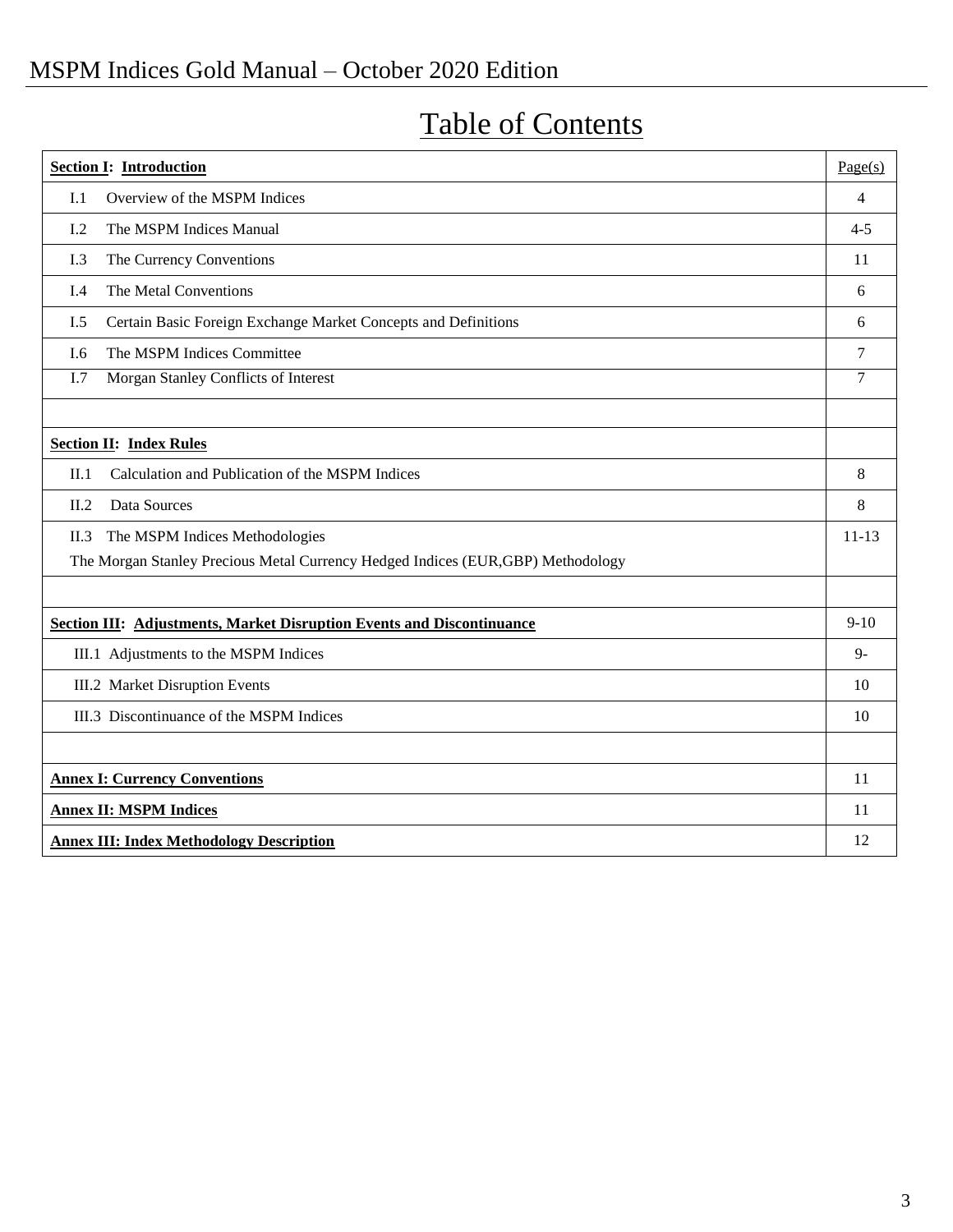# Table of Contents

| **Section I: Introduction** | Page(s) |
|---|---|
| I.1 Overview of the MSPM Indices | 4 |
| I.2 The MSPM Indices Manual | 4-5 |
| I.3 The Currency Conventions | 11 |
| I.4 The Metal Conventions | 6 |
| I.5 Certain Basic Foreign Exchange Market Concepts and Definitions | 6 |
| I.6 The MSPM Indices Committee | 7 |
| I.7 Morgan Stanley Conflicts of Interest | 7 |
| | |
| **Section II: Index Rules** | |
| II.1 Calculation and Publication of the MSPM Indices | 8 |
| II.2 Data Sources | 8 |
| II.3 The MSPM Indices Methodologies<br>The Morgan Stanley Precious Metal Currency Hedged Indices (EUR,GBP) Methodology | 11-13 |
| | |
| **Section III: Adjustments, Market Disruption Events and Discontinuance** | 9-10 |
| III.1 Adjustments to the MSPM Indices | 9- |
| III.2 Market Disruption Events | 10 |
| III.3 Discontinuance of the MSPM Indices | 10 |
| | |
| **Annex I: Currency Conventions** | 11 |
| **Annex II: MSPM Indices** | 11 |
| **Annex III: Index Methodology Description** | 12 |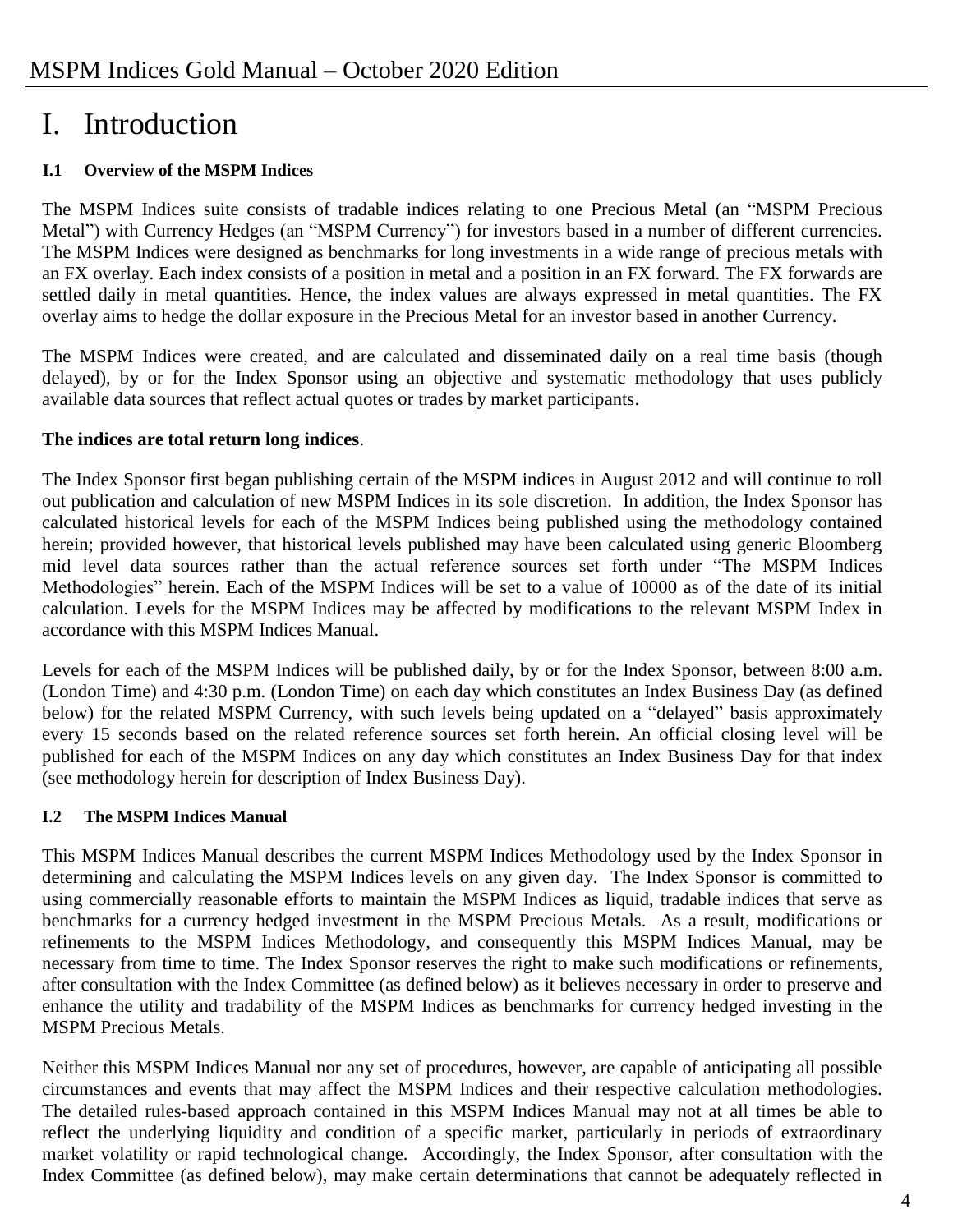# I. Introduction

### I.1 Overview of the MSPM Indices

The MSPM Indices suite consists of tradable indices relating to one Precious Metal (an "MSPM Precious Metal") with Currency Hedges (an "MSPM Currency") for investors based in a number of different currencies. The MSPM Indices were designed as benchmarks for long investments in a wide range of precious metals with an FX overlay. Each index consists of a position in metal and a position in an FX forward. The FX forwards are settled daily in metal quantities. Hence, the index values are always expressed in metal quantities. The FX overlay aims to hedge the dollar exposure in the Precious Metal for an investor based in another Currency.

The MSPM Indices were created, and are calculated and disseminated daily on a real time basis (though delayed), by or for the Index Sponsor using an objective and systematic methodology that uses publicly available data sources that reflect actual quotes or trades by market participants.

**The indices are total return long indices**.

The Index Sponsor first began publishing certain of the MSPM indices in August 2012 and will continue to roll out publication and calculation of new MSPM Indices in its sole discretion. In addition, the Index Sponsor has calculated historical levels for each of the MSPM Indices being published using the methodology contained herein; provided however, that historical levels published may have been calculated using generic Bloomberg mid level data sources rather than the actual reference sources set forth under "The MSPM Indices Methodologies" herein. Each of the MSPM Indices will be set to a value of 10000 as of the date of its initial calculation. Levels for the MSPM Indices may be affected by modifications to the relevant MSPM Index in accordance with this MSPM Indices Manual.

Levels for each of the MSPM Indices will be published daily, by or for the Index Sponsor, between 8:00 a.m. (London Time) and 4:30 p.m. (London Time) on each day which constitutes an Index Business Day (as defined below) for the related MSPM Currency, with such levels being updated on a "delayed" basis approximately every 15 seconds based on the related reference sources set forth herein. An official closing level will be published for each of the MSPM Indices on any day which constitutes an Index Business Day for that index (see methodology herein for description of Index Business Day).

### I.2 The MSPM Indices Manual

This MSPM Indices Manual describes the current MSPM Indices Methodology used by the Index Sponsor in determining and calculating the MSPM Indices levels on any given day. The Index Sponsor is committed to using commercially reasonable efforts to maintain the MSPM Indices as liquid, tradable indices that serve as benchmarks for a currency hedged investment in the MSPM Precious Metals. As a result, modifications or refinements to the MSPM Indices Methodology, and consequently this MSPM Indices Manual, may be necessary from time to time. The Index Sponsor reserves the right to make such modifications or refinements, after consultation with the Index Committee (as defined below) as it believes necessary in order to preserve and enhance the utility and tradability of the MSPM Indices as benchmarks for currency hedged investing in the MSPM Precious Metals.

Neither this MSPM Indices Manual nor any set of procedures, however, are capable of anticipating all possible circumstances and events that may affect the MSPM Indices and their respective calculation methodologies. The detailed rules-based approach contained in this MSPM Indices Manual may not at all times be able to reflect the underlying liquidity and condition of a specific market, particularly in periods of extraordinary market volatility or rapid technological change. Accordingly, the Index Sponsor, after consultation with the Index Committee (as defined below), may make certain determinations that cannot be adequately reflected in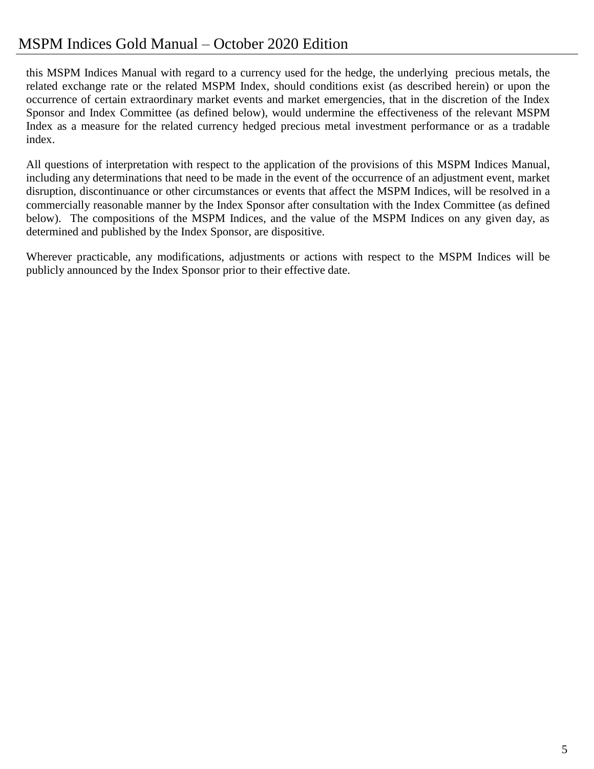this MSPM Indices Manual with regard to a currency used for the hedge, the underlying precious metals, the related exchange rate or the related MSPM Index, should conditions exist (as described herein) or upon the occurrence of certain extraordinary market events and market emergencies, that in the discretion of the Index Sponsor and Index Committee (as defined below), would undermine the effectiveness of the relevant MSPM Index as a measure for the related currency hedged precious metal investment performance or as a tradable index.

All questions of interpretation with respect to the application of the provisions of this MSPM Indices Manual, including any determinations that need to be made in the event of the occurrence of an adjustment event, market disruption, discontinuance or other circumstances or events that affect the MSPM Indices, will be resolved in a commercially reasonable manner by the Index Sponsor after consultation with the Index Committee (as defined below). The compositions of the MSPM Indices, and the value of the MSPM Indices on any given day, as determined and published by the Index Sponsor, are dispositive.

Wherever practicable, any modifications, adjustments or actions with respect to the MSPM Indices will be publicly announced by the Index Sponsor prior to their effective date.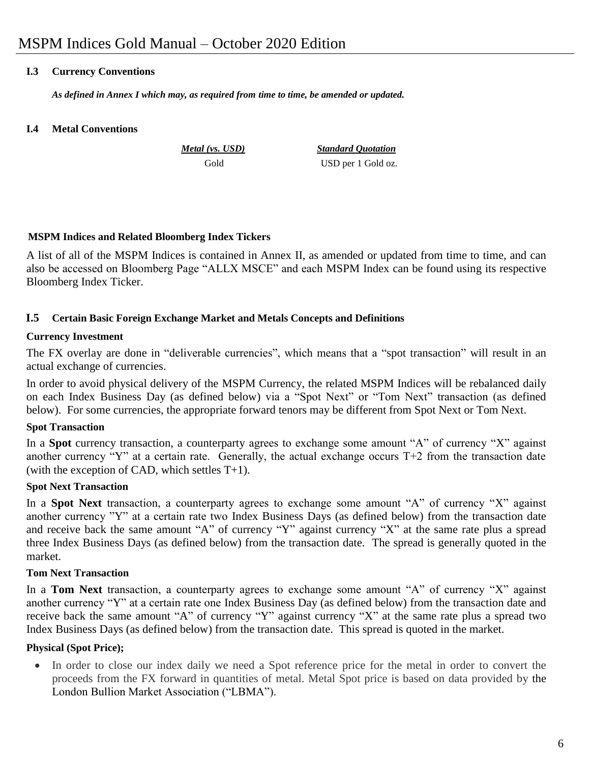### I.3 Currency Conventions

***As defined in Annex I which may, as required from time to time, be amended or updated.***

### I.4 Metal Conventions

| ***Metal (vs. USD)*** | ***Standard Quotation*** |
| --- | --- |
| Gold | USD per 1 Gold oz. |

**MSPM Indices and Related Bloomberg Index Tickers**

A list of all of the MSPM Indices is contained in Annex II, as amended or updated from time to time, and can also be accessed on Bloomberg Page "ALLX MSCE" and each MSPM Index can be found using its respective Bloomberg Index Ticker.

### I.5 Certain Basic Foreign Exchange Market and Metals Concepts and Definitions

**Currency Investment**

The FX overlay are done in "deliverable currencies", which means that a "spot transaction" will result in an actual exchange of currencies.

In order to avoid physical delivery of the MSPM Currency, the related MSPM Indices will be rebalanced daily on each Index Business Day (as defined below) via a "Spot Next" or "Tom Next" transaction (as defined below). For some currencies, the appropriate forward tenors may be different from Spot Next or Tom Next.

**Spot Transaction**

In a **Spot** currency transaction, a counterparty agrees to exchange some amount "A" of currency "X" against another currency "Y" at a certain rate. Generally, the actual exchange occurs T+2 from the transaction date (with the exception of CAD, which settles T+1).

**Spot Next Transaction**

In a **Spot Next** transaction, a counterparty agrees to exchange some amount "A" of currency "X" against another currency "Y" at a certain rate two Index Business Days (as defined below) from the transaction date and receive back the same amount "A" of currency "Y" against currency "X" at the same rate plus a spread three Index Business Days (as defined below) from the transaction date. The spread is generally quoted in the market.

**Tom Next Transaction**

In a **Tom Next** transaction, a counterparty agrees to exchange some amount "A" of currency "X" against another currency "Y" at a certain rate one Index Business Day (as defined below) from the transaction date and receive back the same amount "A" of currency "Y" against currency "X" at the same rate plus a spread two Index Business Days (as defined below) from the transaction date. This spread is quoted in the market.

**Physical (Spot Price);**

- In order to close our index daily we need a Spot reference price for the metal in order to convert the proceeds from the FX forward in quantities of metal. Metal Spot price is based on data provided by the London Bullion Market Association ("LBMA").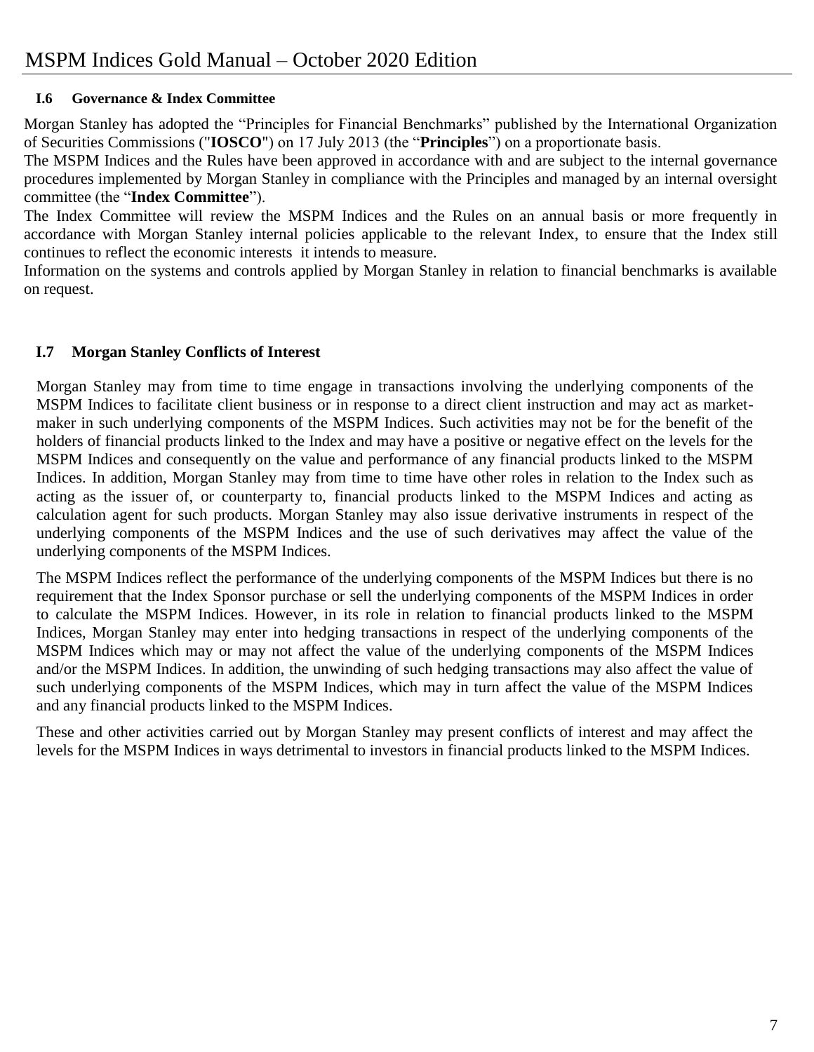### I.6 Governance & Index Committee

Morgan Stanley has adopted the "Principles for Financial Benchmarks" published by the International Organization of Securities Commissions ("**IOSCO**") on 17 July 2013 (the "**Principles**") on a proportionate basis.

The MSPM Indices and the Rules have been approved in accordance with and are subject to the internal governance procedures implemented by Morgan Stanley in compliance with the Principles and managed by an internal oversight committee (the "**Index Committee**").

The Index Committee will review the MSPM Indices and the Rules on an annual basis or more frequently in accordance with Morgan Stanley internal policies applicable to the relevant Index, to ensure that the Index still continues to reflect the economic interests it intends to measure.

Information on the systems and controls applied by Morgan Stanley in relation to financial benchmarks is available on request.

### I.7 Morgan Stanley Conflicts of Interest

Morgan Stanley may from time to time engage in transactions involving the underlying components of the MSPM Indices to facilitate client business or in response to a direct client instruction and may act as market-maker in such underlying components of the MSPM Indices. Such activities may not be for the benefit of the holders of financial products linked to the Index and may have a positive or negative effect on the levels for the MSPM Indices and consequently on the value and performance of any financial products linked to the MSPM Indices. In addition, Morgan Stanley may from time to time have other roles in relation to the Index such as acting as the issuer of, or counterparty to, financial products linked to the MSPM Indices and acting as calculation agent for such products. Morgan Stanley may also issue derivative instruments in respect of the underlying components of the MSPM Indices and the use of such derivatives may affect the value of the underlying components of the MSPM Indices.

The MSPM Indices reflect the performance of the underlying components of the MSPM Indices but there is no requirement that the Index Sponsor purchase or sell the underlying components of the MSPM Indices in order to calculate the MSPM Indices. However, in its role in relation to financial products linked to the MSPM Indices, Morgan Stanley may enter into hedging transactions in respect of the underlying components of the MSPM Indices which may or may not affect the value of the underlying components of the MSPM Indices and/or the MSPM Indices. In addition, the unwinding of such hedging transactions may also affect the value of such underlying components of the MSPM Indices, which may in turn affect the value of the MSPM Indices and any financial products linked to the MSPM Indices.

These and other activities carried out by Morgan Stanley may present conflicts of interest and may affect the levels for the MSPM Indices in ways detrimental to investors in financial products linked to the MSPM Indices.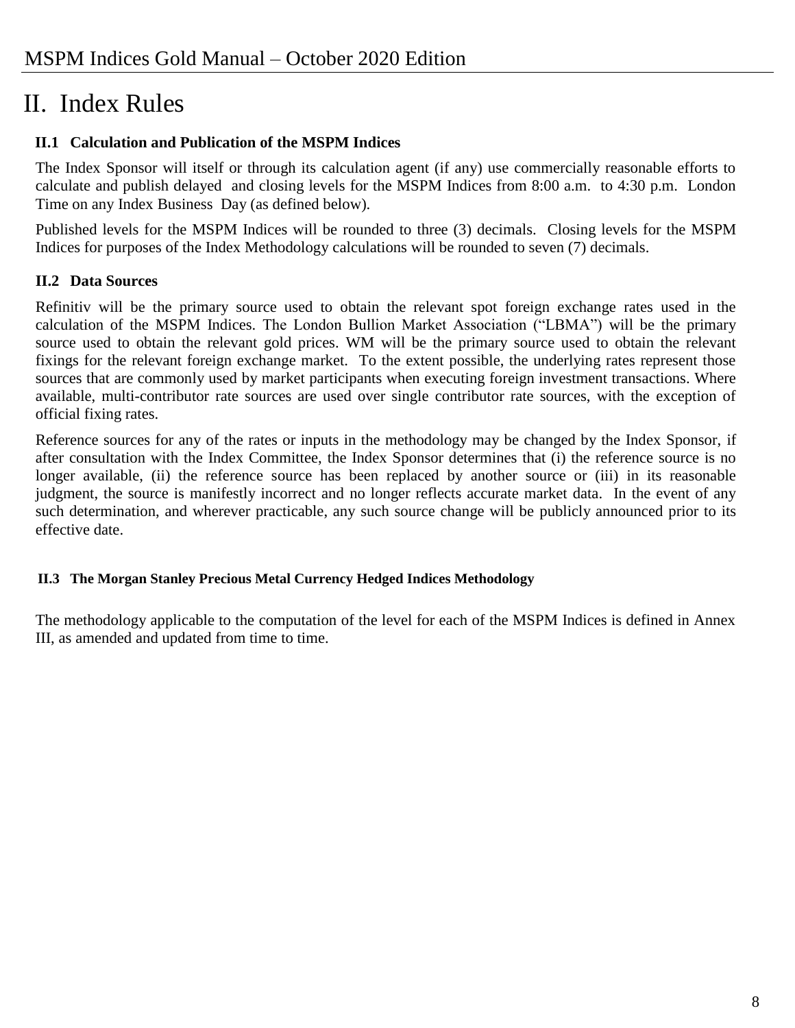# II. Index Rules

## II.1 Calculation and Publication of the MSPM Indices

The Index Sponsor will itself or through its calculation agent (if any) use commercially reasonable efforts to calculate and publish delayed and closing levels for the MSPM Indices from 8:00 a.m. to 4:30 p.m. London Time on any Index Business Day (as defined below).

Published levels for the MSPM Indices will be rounded to three (3) decimals. Closing levels for the MSPM Indices for purposes of the Index Methodology calculations will be rounded to seven (7) decimals.

## II.2 Data Sources

Refinitiv will be the primary source used to obtain the relevant spot foreign exchange rates used in the calculation of the MSPM Indices. The London Bullion Market Association ("LBMA") will be the primary source used to obtain the relevant gold prices. WM will be the primary source used to obtain the relevant fixings for the relevant foreign exchange market. To the extent possible, the underlying rates represent those sources that are commonly used by market participants when executing foreign investment transactions. Where available, multi-contributor rate sources are used over single contributor rate sources, with the exception of official fixing rates.

Reference sources for any of the rates or inputs in the methodology may be changed by the Index Sponsor, if after consultation with the Index Committee, the Index Sponsor determines that (i) the reference source is no longer available, (ii) the reference source has been replaced by another source or (iii) in its reasonable judgment, the source is manifestly incorrect and no longer reflects accurate market data. In the event of any such determination, and wherever practicable, any such source change will be publicly announced prior to its effective date.

## II.3 The Morgan Stanley Precious Metal Currency Hedged Indices Methodology

The methodology applicable to the computation of the level for each of the MSPM Indices is defined in Annex III, as amended and updated from time to time.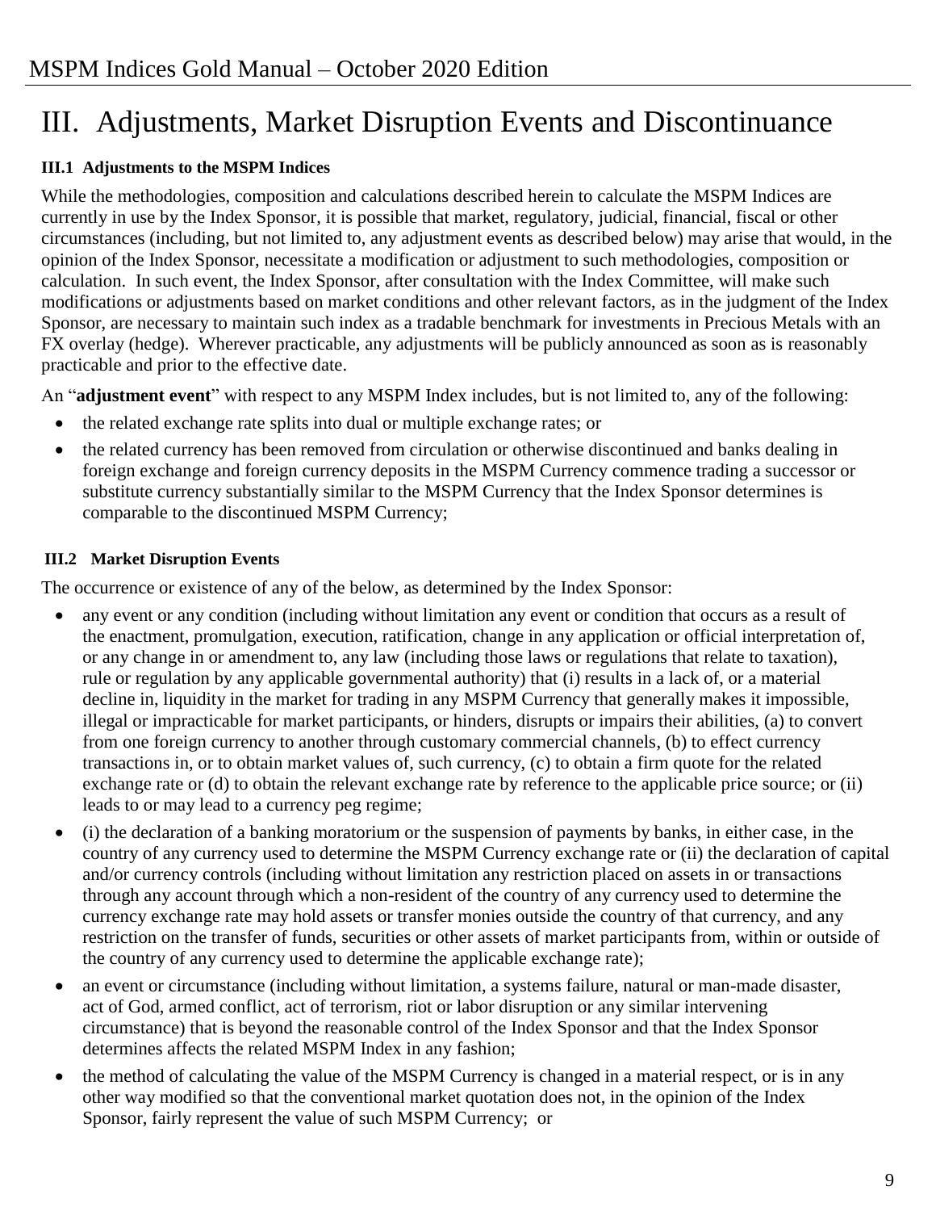# III. Adjustments, Market Disruption Events and Discontinuance

### III.1 Adjustments to the MSPM Indices

While the methodologies, composition and calculations described herein to calculate the MSPM Indices are currently in use by the Index Sponsor, it is possible that market, regulatory, judicial, financial, fiscal or other circumstances (including, but not limited to, any adjustment events as described below) may arise that would, in the opinion of the Index Sponsor, necessitate a modification or adjustment to such methodologies, composition or calculation. In such event, the Index Sponsor, after consultation with the Index Committee, will make such modifications or adjustments based on market conditions and other relevant factors, as in the judgment of the Index Sponsor, are necessary to maintain such index as a tradable benchmark for investments in Precious Metals with an FX overlay (hedge). Wherever practicable, any adjustments will be publicly announced as soon as is reasonably practicable and prior to the effective date.

An "**adjustment event**" with respect to any MSPM Index includes, but is not limited to, any of the following:

- the related exchange rate splits into dual or multiple exchange rates; or
- the related currency has been removed from circulation or otherwise discontinued and banks dealing in foreign exchange and foreign currency deposits in the MSPM Currency commence trading a successor or substitute currency substantially similar to the MSPM Currency that the Index Sponsor determines is comparable to the discontinued MSPM Currency;

### III.2 Market Disruption Events

The occurrence or existence of any of the below, as determined by the Index Sponsor:

- any event or any condition (including without limitation any event or condition that occurs as a result of the enactment, promulgation, execution, ratification, change in any application or official interpretation of, or any change in or amendment to, any law (including those laws or regulations that relate to taxation), rule or regulation by any applicable governmental authority) that (i) results in a lack of, or a material decline in, liquidity in the market for trading in any MSPM Currency that generally makes it impossible, illegal or impracticable for market participants, or hinders, disrupts or impairs their abilities, (a) to convert from one foreign currency to another through customary commercial channels, (b) to effect currency transactions in, or to obtain market values of, such currency, (c) to obtain a firm quote for the related exchange rate or (d) to obtain the relevant exchange rate by reference to the applicable price source; or (ii) leads to or may lead to a currency peg regime;
- (i) the declaration of a banking moratorium or the suspension of payments by banks, in either case, in the country of any currency used to determine the MSPM Currency exchange rate or (ii) the declaration of capital and/or currency controls (including without limitation any restriction placed on assets in or transactions through any account through which a non-resident of the country of any currency used to determine the currency exchange rate may hold assets or transfer monies outside the country of that currency, and any restriction on the transfer of funds, securities or other assets of market participants from, within or outside of the country of any currency used to determine the applicable exchange rate);
- an event or circumstance (including without limitation, a systems failure, natural or man-made disaster, act of God, armed conflict, act of terrorism, riot or labor disruption or any similar intervening circumstance) that is beyond the reasonable control of the Index Sponsor and that the Index Sponsor determines affects the related MSPM Index in any fashion;
- the method of calculating the value of the MSPM Currency is changed in a material respect, or is in any other way modified so that the conventional market quotation does not, in the opinion of the Index Sponsor, fairly represent the value of such MSPM Currency; or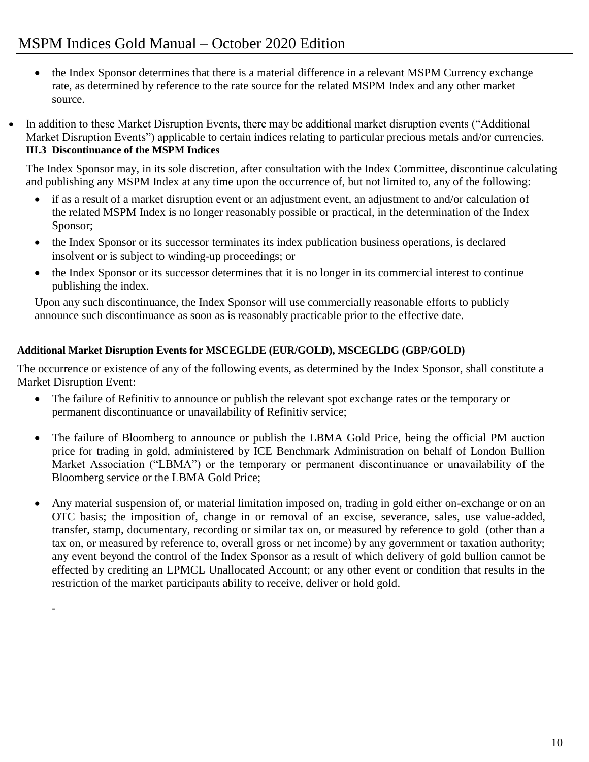- the Index Sponsor determines that there is a material difference in a relevant MSPM Currency exchange rate, as determined by reference to the rate source for the related MSPM Index and any other market source.

- In addition to these Market Disruption Events, there may be additional market disruption events ("Additional Market Disruption Events") applicable to certain indices relating to particular precious metals and/or currencies.

### III.3 Discontinuance of the MSPM Indices

The Index Sponsor may, in its sole discretion, after consultation with the Index Committee, discontinue calculating and publishing any MSPM Index at any time upon the occurrence of, but not limited to, any of the following:

- if as a result of a market disruption event or an adjustment event, an adjustment to and/or calculation of the related MSPM Index is no longer reasonably possible or practical, in the determination of the Index Sponsor;
- the Index Sponsor or its successor terminates its index publication business operations, is declared insolvent or is subject to winding-up proceedings; or
- the Index Sponsor or its successor determines that it is no longer in its commercial interest to continue publishing the index.

Upon any such discontinuance, the Index Sponsor will use commercially reasonable efforts to publicly announce such discontinuance as soon as is reasonably practicable prior to the effective date.

**Additional Market Disruption Events for MSCEGLDE (EUR/GOLD), MSCEGLDG (GBP/GOLD)**

The occurrence or existence of any of the following events, as determined by the Index Sponsor, shall constitute a Market Disruption Event:

- The failure of Refinitiv to announce or publish the relevant spot exchange rates or the temporary or permanent discontinuance or unavailability of Refinitiv service;

- The failure of Bloomberg to announce or publish the LBMA Gold Price, being the official PM auction price for trading in gold, administered by ICE Benchmark Administration on behalf of London Bullion Market Association ("LBMA") or the temporary or permanent discontinuance or unavailability of the Bloomberg service or the LBMA Gold Price;

- Any material suspension of, or material limitation imposed on, trading in gold either on-exchange or on an OTC basis; the imposition of, change in or removal of an excise, severance, sales, use value-added, transfer, stamp, documentary, recording or similar tax on, or measured by reference to gold (other than a tax on, or measured by reference to, overall gross or net income) by any government or taxation authority; any event beyond the control of the Index Sponsor as a result of which delivery of gold bullion cannot be effected by crediting an LPMCL Unallocated Account; or any other event or condition that results in the restriction of the market participants ability to receive, deliver or hold gold.

-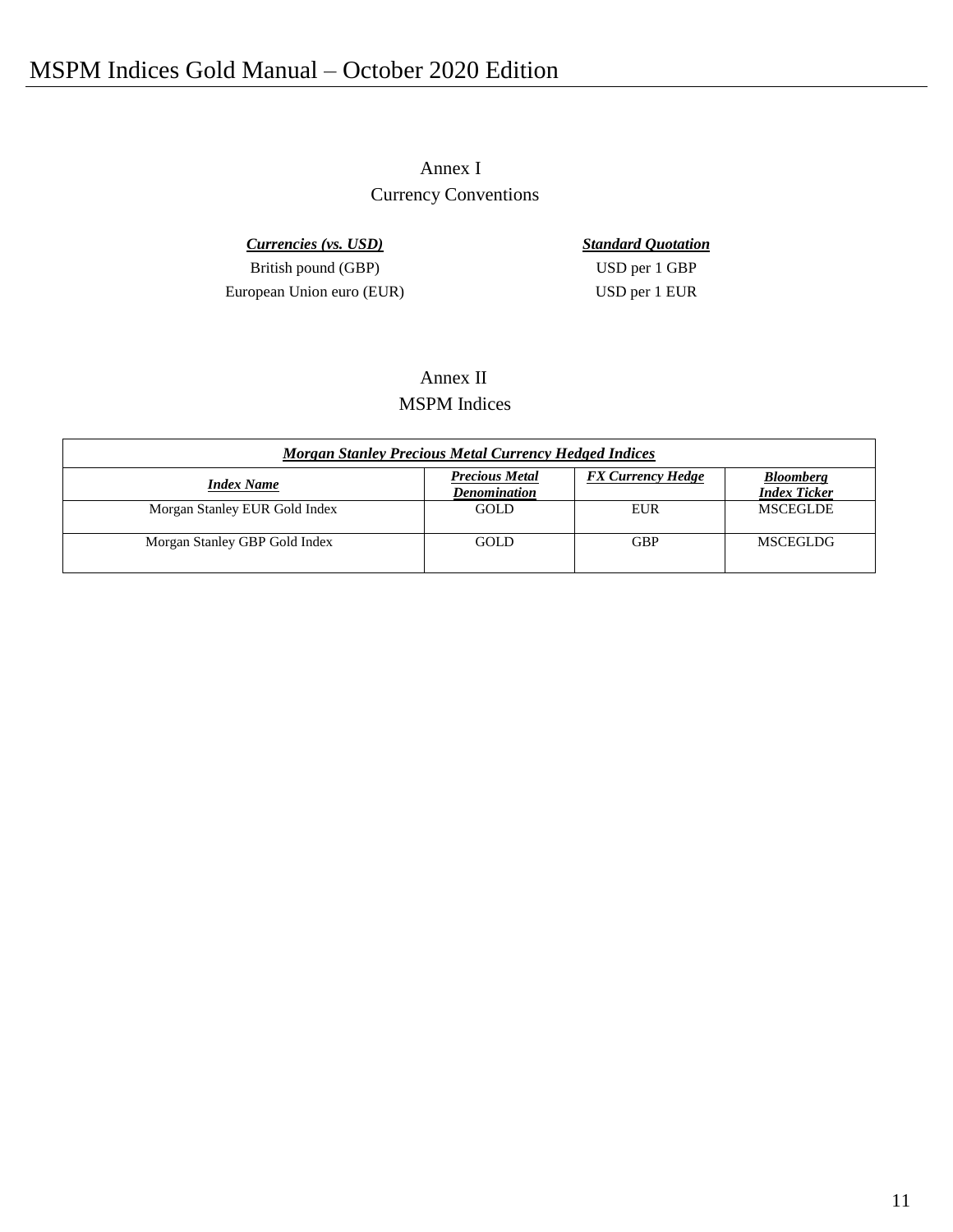## Annex I
### Currency Conventions

| ***Currencies (vs. USD)*** | ***Standard Quotation*** |
|---|---|
| British pound (GBP) | USD per 1 GBP |
| European Union euro (EUR) | USD per 1 EUR |

## Annex II
### MSPM Indices

| ***Morgan Stanley Precious Metal Currency Hedged Indices*** | | | |
|---|---|---|---|
| ***Index Name*** | ***Precious Metal Denomination*** | ***FX Currency Hedge*** | ***Bloomberg Index Ticker*** |
| Morgan Stanley EUR Gold Index | GOLD | EUR | MSCEGLDE |
| Morgan Stanley GBP Gold Index | GOLD | GBP | MSCEGLDG |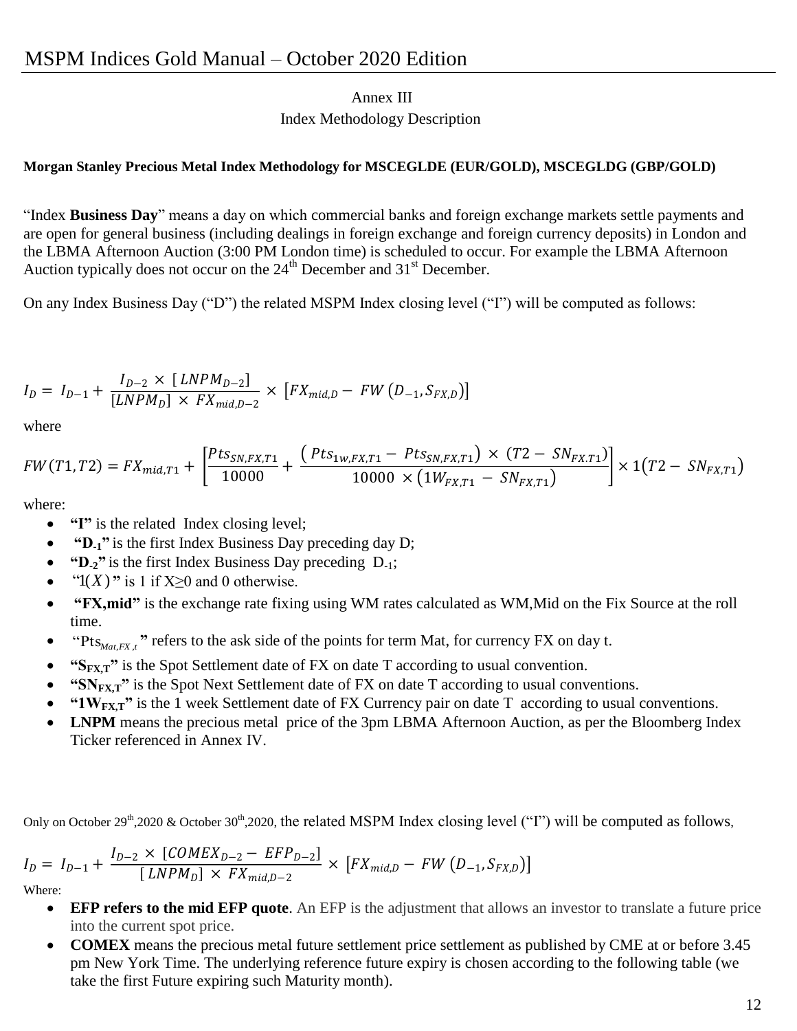Annex III

Index Methodology Description

**Morgan Stanley Precious Metal Index Methodology for MSCEGLDE (EUR/GOLD), MSCEGLDG (GBP/GOLD)**

"Index **Business Day**" means a day on which commercial banks and foreign exchange markets settle payments and are open for general business (including dealings in foreign exchange and foreign currency deposits) in London and the LBMA Afternoon Auction (3:00 PM London time) is scheduled to occur. For example the LBMA Afternoon Auction typically does not occur on the 24th December and 31st December.

On any Index Business Day ("D") the related MSPM Index closing level ("I") will be computed as follows:

$$I_D = I_{D-1} + \frac{I_{D-2} \times [LNPM_{D-2}]}{[LNPM_D] \times FX_{mid,D-2}} \times [FX_{mid,D} - FW(D_{-1}, S_{FX,D})]$$

where

$$FW(T1, T2) = FX_{mid,T1} + \left[\frac{Pts_{SN,FX,T1}}{10000} + \frac{(Pts_{1w,FX,T1} - Pts_{SN,FX,T1}) \times (T2 - SN_{FX.T1})}{10000 \times (1W_{FX,T1} - SN_{FX,T1})}\right] \times 1(T2 - SN_{FX,T1})$$

where:

- **"I"** is the related Index closing level;
- **"$D_{-1}$"** is the first Index Business Day preceding day D;
- **"$D_{-2}$"** is the first Index Business Day preceding $D_{-1}$;
- "$1(X)$" is 1 if X≥0 and 0 otherwise.
- **"FX,mid"** is the exchange rate fixing using WM rates calculated as WM,Mid on the Fix Source at the roll time.
- "$Pts_{Mat,FX,t}$" refers to the ask side of the points for term Mat, for currency FX on day t.
- **"$S_{FX,T}$"** is the Spot Settlement date of FX on date T according to usual convention.
- **"$SN_{FX,T}$"** is the Spot Next Settlement date of FX on date T according to usual conventions.
- **"$1W_{FX,T}$"** is the 1 week Settlement date of FX Currency pair on date T according to usual conventions.
- **LNPM** means the precious metal price of the 3pm LBMA Afternoon Auction, as per the Bloomberg Index Ticker referenced in Annex IV.

Only on October 29th,2020 & October 30th,2020, the related MSPM Index closing level ("I") will be computed as follows,

$$I_D = I_{D-1} + \frac{I_{D-2} \times [COMEX_{D-2} - EFP_{D-2}]}{[LNPM_D] \times FX_{mid,D-2}} \times [FX_{mid,D} - FW(D_{-1}, S_{FX,D})]$$

Where:

- **EFP refers to the mid EFP quote**. An EFP is the adjustment that allows an investor to translate a future price into the current spot price.
- **COMEX** means the precious metal future settlement price settlement as published by CME at or before 3.45 pm New York Time. The underlying reference future expiry is chosen according to the following table (we take the first Future expiring such Maturity month).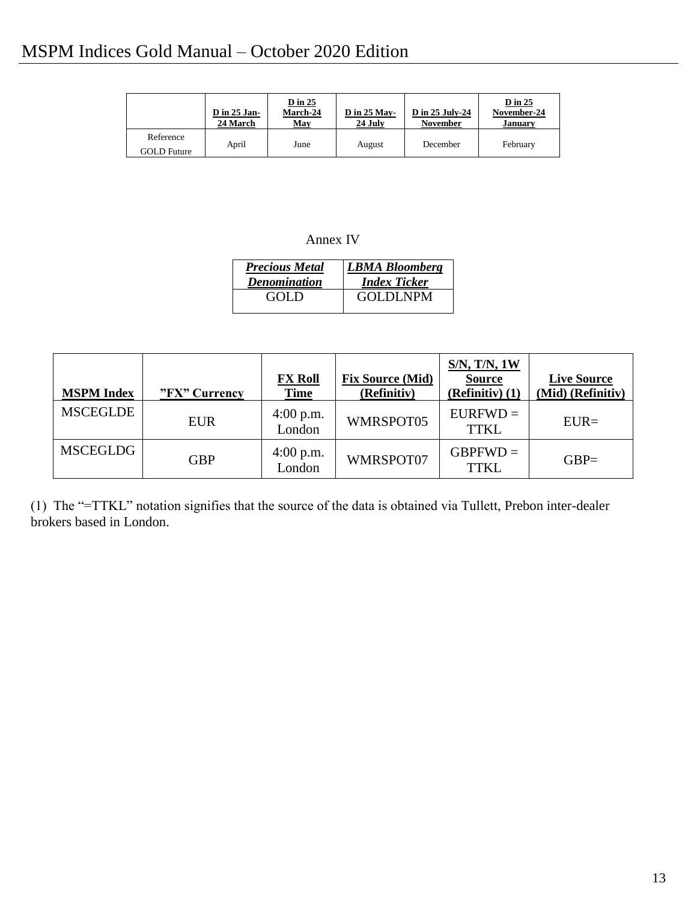| | D in 25 Jan-24 March | D in 25 March-24 May | D in 25 May-24 July | D in 25 July-24 November | D in 25 November-24 January |
|---|---|---|---|---|---|
| Reference GOLD Future | April | June | August | December | February |

Annex IV

| *Precious Metal Denomination* | *LBMA Bloomberg Index Ticker* |
|---|---|
| GOLD | GOLDLNPM |

| MSPM Index | "FX" Currency | FX Roll Time | Fix Source (Mid) (Refinitiv) | S/N, T/N, 1W Source (Refinitiv) (1) | Live Source (Mid) (Refinitiv) |
|---|---|---|---|---|---|
| MSCEGLDE | EUR | 4:00 p.m. London | WMRSPOT05 | EURFWD = TTKL | EUR= |
| MSCEGLDG | GBP | 4:00 p.m. London | WMRSPOT07 | GBPFWD = TTKL | GBP= |

(1) The "=TTKL" notation signifies that the source of the data is obtained via Tullett, Prebon inter-dealer brokers based in London.